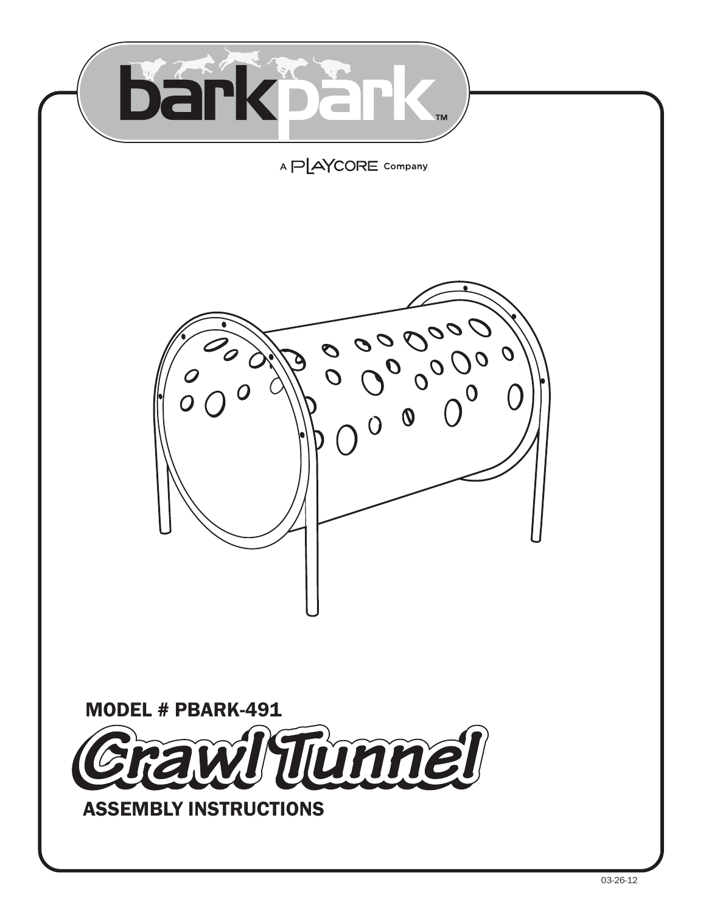# barkpark™

A PLAYCORE Company

MODEL # PBARK-491

# Crawl Tunnel

## ASSEMBLY INSTRUCTIONS

03-26-12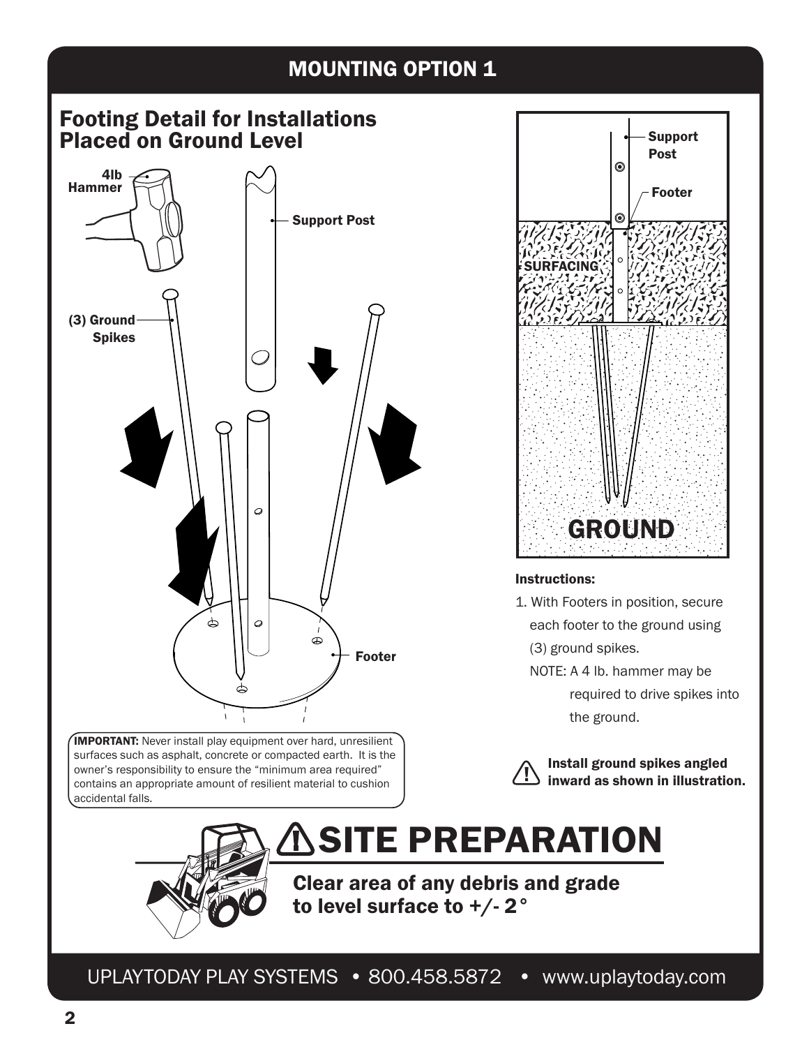# MOUNTING OPTION 1

## Footing Detail for Installations Placed on Ground Level

4lb Hammer

Support Post

(3) Ground Spikes

Footer

**IMPORTANT:** Never install play equipment over hard, unresilient surfaces such as asphalt, concrete or compacted earth. It is the owner's responsibility to ensure the "minimum area required" contains an appropriate amount of resilient material to cushion accidental falls.

Support Post

Footer

SURFACING

GROUND

**Instructions:**

1. With Footers in position, secure each footer to the ground using (3) ground spikes.

   NOTE: A 4 lb. hammer may be required to drive spikes into the ground.

**⚠ Install ground spikes angled inward as shown in illustration.**

# ⚠ SITE PREPARATION

**Clear area of any debris and grade to level surface to +/- 2°**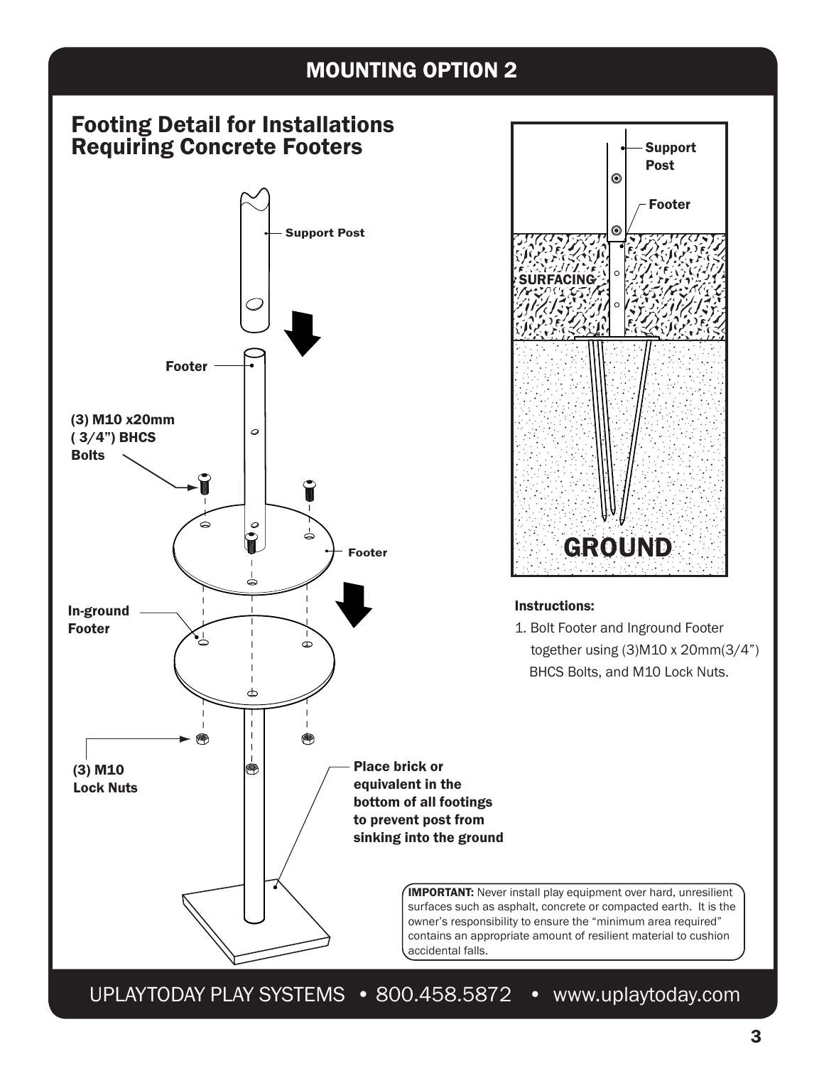# MOUNTING OPTION 2

## Footing Detail for Installations Requiring Concrete Footers

Support Post

Footer

(3) M10 x20mm ( 3/4") BHCS Bolts

Footer

In-ground Footer

(3) M10 Lock Nuts

Place brick or equivalent in the bottom of all footings to prevent post from sinking into the ground

Support Post

Footer

SURFACING

GROUND

**Instructions:**

1. Bolt Footer and Inground Footer together using (3)M10 x 20mm(3/4") BHCS Bolts, and M10 Lock Nuts.

**IMPORTANT:** Never install play equipment over hard, unresilient surfaces such as asphalt, concrete or compacted earth. It is the owner's responsibility to ensure the "minimum area required" contains an appropriate amount of resilient material to cushion accidental falls.

UPLAYTODAY PLAY SYSTEMS • 800.458.5872 • www.uplaytoday.com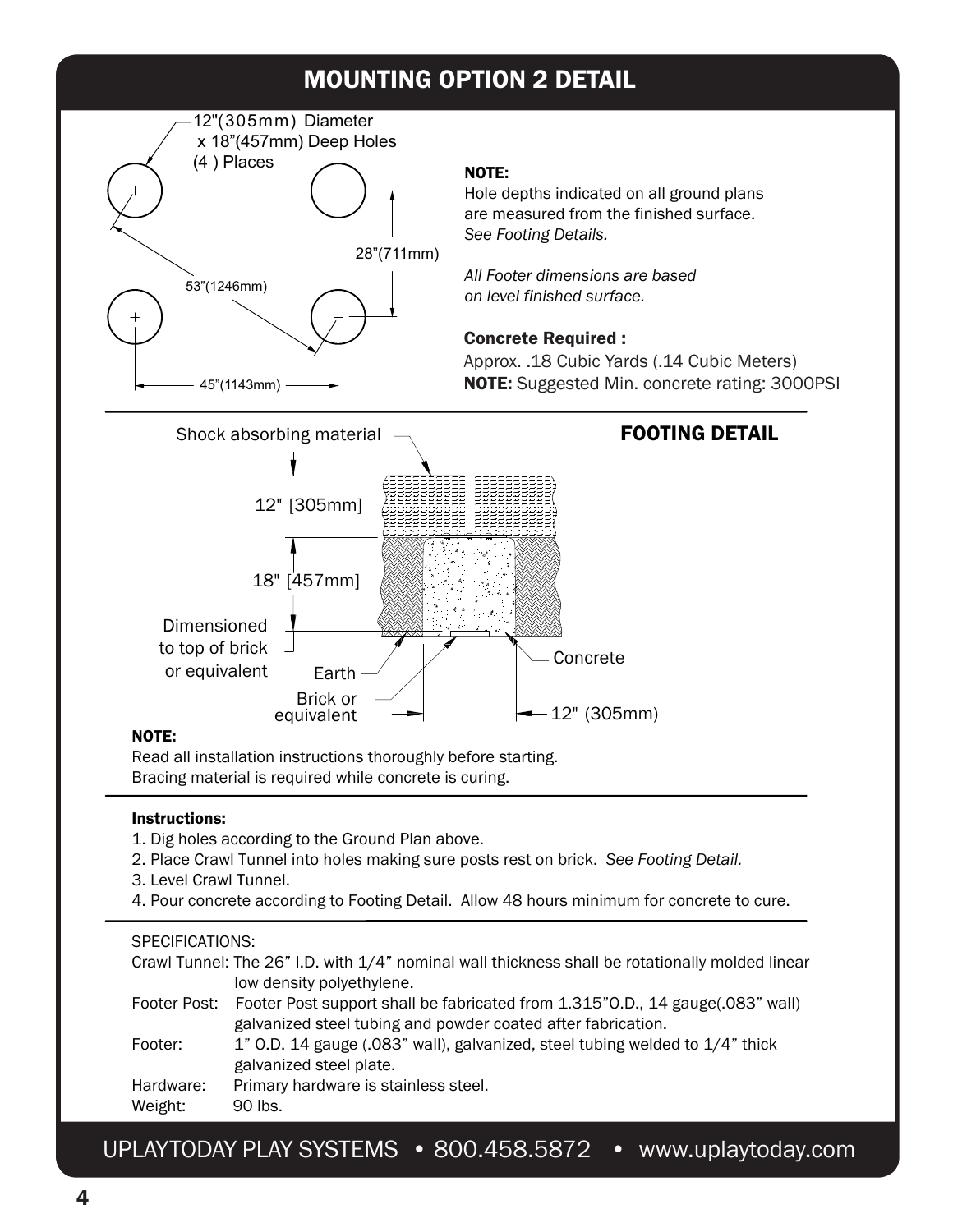# MOUNTING OPTION 2 DETAIL

12"(305mm) Diameter x 18"(457mm) Deep Holes (4 ) Places

28"(711mm)

53"(1246mm)

45"(1143mm)

**NOTE:**
Hole depths indicated on all ground plans are measured from the finished surface. *See Footing Details.*

*All Footer dimensions are based on level finished surface.*

**Concrete Required :**
Approx. .18 Cubic Yards (.14 Cubic Meters)
**NOTE:** Suggested Min. concrete rating: 3000PSI

## FOOTING DETAIL

Shock absorbing material

12" [305mm]

18" [457mm]

Dimensioned to top of brick or equivalent

Earth

Brick or equivalent

Concrete

12" (305mm)

**NOTE:**
Read all installation instructions thoroughly before starting.
Bracing material is required while concrete is curing.

**Instructions:**

1. Dig holes according to the Ground Plan above.
2. Place Crawl Tunnel into holes making sure posts rest on brick. *See Footing Detail.*
3. Level Crawl Tunnel.
4. Pour concrete according to Footing Detail. Allow 48 hours minimum for concrete to cure.

SPECIFICATIONS:

| | |
|---|---|
| Crawl Tunnel: | The 26” I.D. with 1/4” nominal wall thickness shall be rotationally molded linear low density polyethylene. |
| Footer Post: | Footer Post support shall be fabricated from 1.315”O.D., 14 gauge(.083” wall) galvanized steel tubing and powder coated after fabrication. |
| Footer: | 1” O.D. 14 gauge (.083” wall), galvanized, steel tubing welded to 1/4” thick galvanized steel plate. |
| Hardware: | Primary hardware is stainless steel. |
| Weight: | 90 lbs. |

UPLAYTODAY PLAY SYSTEMS • 800.458.5872 • www.uplaytoday.com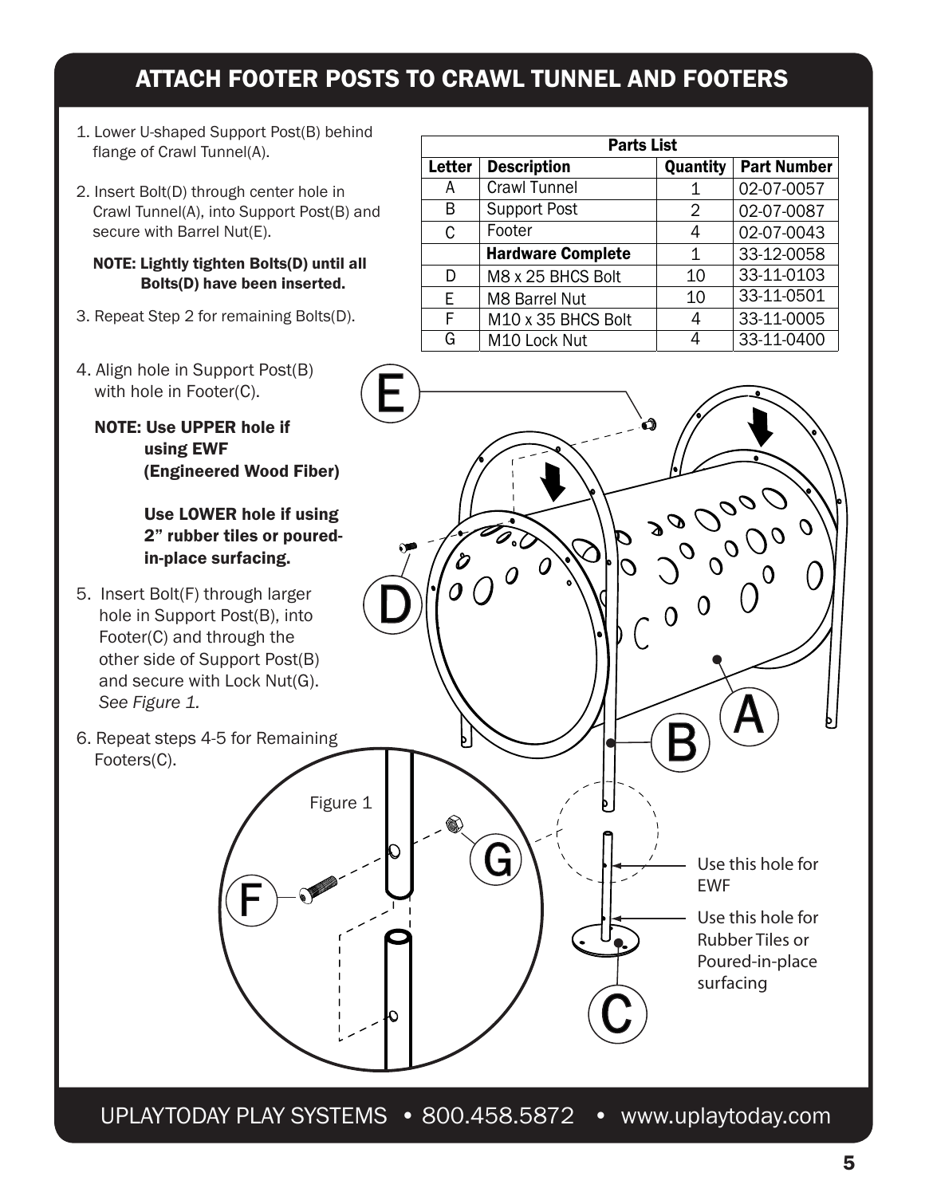# ATTACH FOOTER POSTS TO CRAWL TUNNEL AND FOOTERS

1. Lower U-shaped Support Post(B) behind flange of Crawl Tunnel(A).

2. Insert Bolt(D) through center hole in Crawl Tunnel(A), into Support Post(B) and secure with Barrel Nut(E).

   **NOTE: Lightly tighten Bolts(D) until all Bolts(D) have been inserted.**

3. Repeat Step 2 for remaining Bolts(D).

4. Align hole in Support Post(B) with hole in Footer(C).

   **NOTE: Use UPPER hole if using EWF (Engineered Wood Fiber)**

   **Use LOWER hole if using 2" rubber tiles or poured-in-place surfacing.**

5. Insert Bolt(F) through larger hole in Support Post(B), into Footer(C) and through the other side of Support Post(B) and secure with Lock Nut(G). *See Figure 1.*

6. Repeat steps 4-5 for Remaining Footers(C).

| Parts List | | | |
|---|---|---|---|
| **Letter** | **Description** | **Quantity** | **Part Number** |
| A | Crawl Tunnel | 1 | 02-07-0057 |
| B | Support Post | 2 | 02-07-0087 |
| C | Footer | 4 | 02-07-0043 |
| | **Hardware Complete** | 1 | 33-12-0058 |
| D | M8 x 25 BHCS Bolt | 10 | 33-11-0103 |
| E | M8 Barrel Nut | 10 | 33-11-0501 |
| F | M10 x 35 BHCS Bolt | 4 | 33-11-0005 |
| G | M10 Lock Nut | 4 | 33-11-0400 |

Figure 1

Use this hole for EWF

Use this hole for Rubber Tiles or Poured-in-place surfacing

UPLAYTODAY PLAY SYSTEMS • 800.458.5872 • www.uplaytoday.com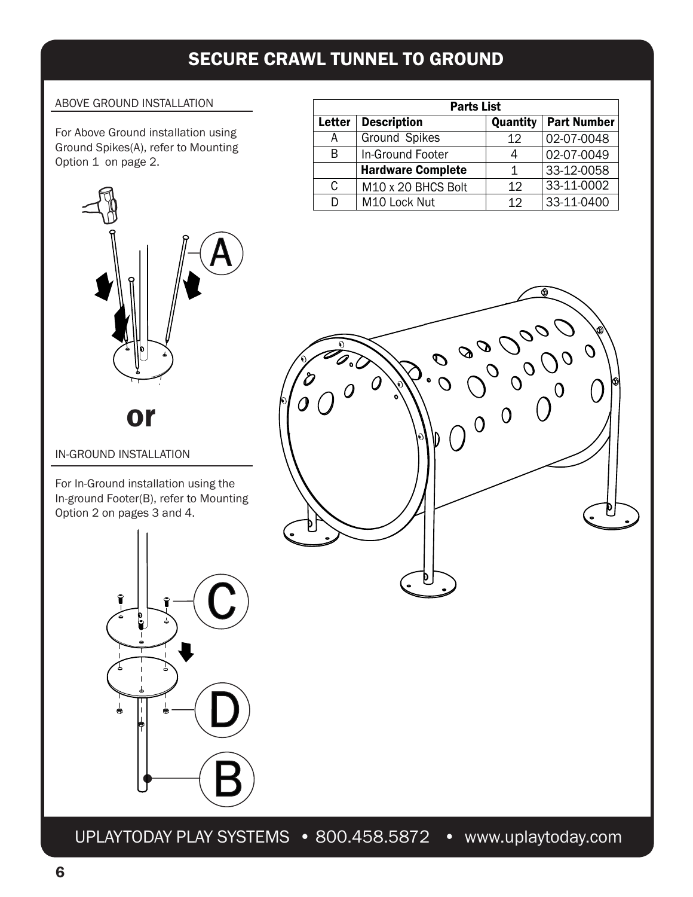# SECURE CRAWL TUNNEL TO GROUND

## ABOVE GROUND INSTALLATION

For Above Ground installation using Ground Spikes(A), refer to Mounting Option 1 on page 2.

A

**or**

## IN-GROUND INSTALLATION

For In-Ground installation using the In-ground Footer(B), refer to Mounting Option 2 on pages 3 and 4.

C

D

B

| Parts List | | | |
|---|---|---|---|
| **Letter** | **Description** | **Quantity** | **Part Number** |
| A | Ground Spikes | 12 | 02-07-0048 |
| B | In-Ground Footer | 4 | 02-07-0049 |
| | **Hardware Complete** | 1 | 33-12-0058 |
| C | M10 x 20 BHCS Bolt | 12 | 33-11-0002 |
| D | M10 Lock Nut | 12 | 33-11-0400 |

UPLAYTODAY PLAY SYSTEMS • 800.458.5872 • www.uplaytoday.com